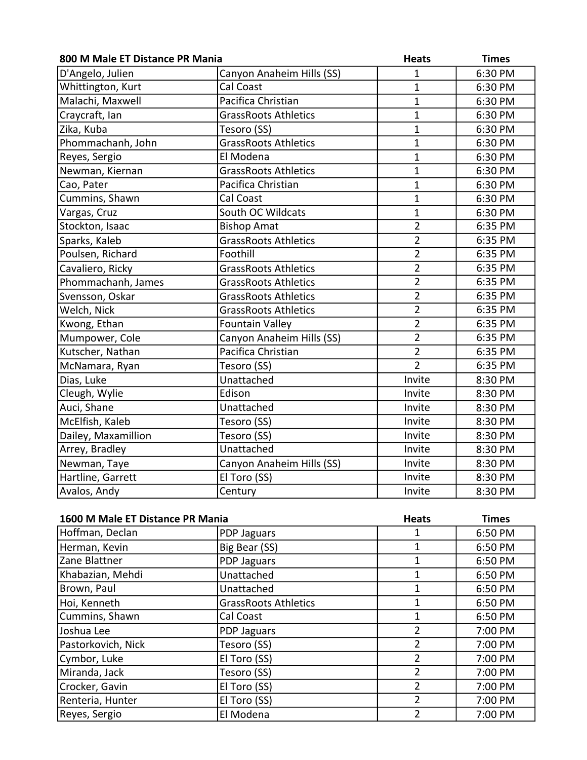| 800 M Male ET Distance PR Mania | | Heats | Times |
|---|---|---|---|
| D'Angelo, Julien | Canyon Anaheim Hills (SS) | 1 | 6:30 PM |
| Whittington, Kurt | Cal Coast | 1 | 6:30 PM |
| Malachi, Maxwell | Pacifica Christian | 1 | 6:30 PM |
| Craycraft, Ian | GrassRoots Athletics | 1 | 6:30 PM |
| Zika, Kuba | Tesoro (SS) | 1 | 6:30 PM |
| Phommachanh, John | GrassRoots Athletics | 1 | 6:30 PM |
| Reyes, Sergio | El Modena | 1 | 6:30 PM |
| Newman, Kiernan | GrassRoots Athletics | 1 | 6:30 PM |
| Cao, Pater | Pacifica Christian | 1 | 6:30 PM |
| Cummins, Shawn | Cal Coast | 1 | 6:30 PM |
| Vargas, Cruz | South OC Wildcats | 1 | 6:30 PM |
| Stockton, Isaac | Bishop Amat | 2 | 6:35 PM |
| Sparks, Kaleb | GrassRoots Athletics | 2 | 6:35 PM |
| Poulsen, Richard | Foothill | 2 | 6:35 PM |
| Cavaliero, Ricky | GrassRoots Athletics | 2 | 6:35 PM |
| Phommachanh, James | GrassRoots Athletics | 2 | 6:35 PM |
| Svensson, Oskar | GrassRoots Athletics | 2 | 6:35 PM |
| Welch, Nick | GrassRoots Athletics | 2 | 6:35 PM |
| Kwong, Ethan | Fountain Valley | 2 | 6:35 PM |
| Mumpower, Cole | Canyon Anaheim Hills (SS) | 2 | 6:35 PM |
| Kutscher, Nathan | Pacifica Christian | 2 | 6:35 PM |
| McNamara, Ryan | Tesoro (SS) | 2 | 6:35 PM |
| Dias, Luke | Unattached | Invite | 8:30 PM |
| Cleugh, Wylie | Edison | Invite | 8:30 PM |
| Auci, Shane | Unattached | Invite | 8:30 PM |
| McElfish, Kaleb | Tesoro (SS) | Invite | 8:30 PM |
| Dailey, Maxamillion | Tesoro (SS) | Invite | 8:30 PM |
| Arrey, Bradley | Unattached | Invite | 8:30 PM |
| Newman, Taye | Canyon Anaheim Hills (SS) | Invite | 8:30 PM |
| Hartline, Garrett | El Toro (SS) | Invite | 8:30 PM |
| Avalos, Andy | Century | Invite | 8:30 PM |

| 1600 M Male ET Distance PR Mania | | Heats | Times |
|---|---|---|---|
| Hoffman, Declan | PDP Jaguars | 1 | 6:50 PM |
| Herman, Kevin | Big Bear (SS) | 1 | 6:50 PM |
| Zane Blattner | PDP Jaguars | 1 | 6:50 PM |
| Khabazian, Mehdi | Unattached | 1 | 6:50 PM |
| Brown, Paul | Unattached | 1 | 6:50 PM |
| Hoi, Kenneth | GrassRoots Athletics | 1 | 6:50 PM |
| Cummins, Shawn | Cal Coast | 1 | 6:50 PM |
| Joshua Lee | PDP Jaguars | 2 | 7:00 PM |
| Pastorkovich, Nick | Tesoro (SS) | 2 | 7:00 PM |
| Cymbor, Luke | El Toro (SS) | 2 | 7:00 PM |
| Miranda, Jack | Tesoro (SS) | 2 | 7:00 PM |
| Crocker, Gavin | El Toro (SS) | 2 | 7:00 PM |
| Renteria, Hunter | El Toro (SS) | 2 | 7:00 PM |
| Reyes, Sergio | El Modena | 2 | 7:00 PM |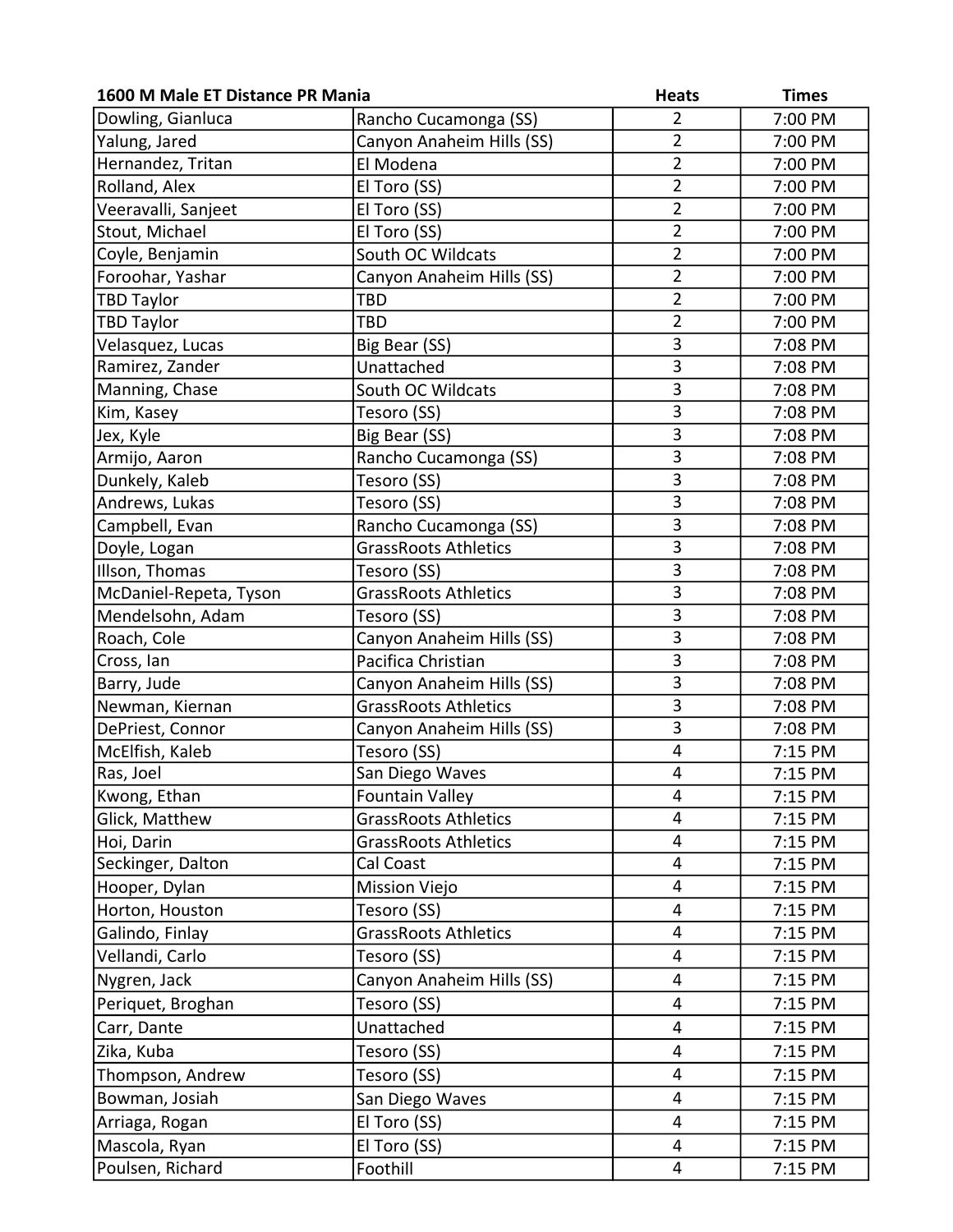| 1600 M Male ET Distance PR Mania | | Heats | Times |
|---|---|---|---|
| Dowling, Gianluca | Rancho Cucamonga (SS) | 2 | 7:00 PM |
| Yalung, Jared | Canyon Anaheim Hills (SS) | 2 | 7:00 PM |
| Hernandez, Tritan | El Modena | 2 | 7:00 PM |
| Rolland, Alex | El Toro (SS) | 2 | 7:00 PM |
| Veeravalli, Sanjeet | El Toro (SS) | 2 | 7:00 PM |
| Stout, Michael | El Toro (SS) | 2 | 7:00 PM |
| Coyle, Benjamin | South OC Wildcats | 2 | 7:00 PM |
| Foroohar, Yashar | Canyon Anaheim Hills (SS) | 2 | 7:00 PM |
| TBD Taylor | TBD | 2 | 7:00 PM |
| TBD Taylor | TBD | 2 | 7:00 PM |
| Velasquez, Lucas | Big Bear (SS) | 3 | 7:08 PM |
| Ramirez, Zander | Unattached | 3 | 7:08 PM |
| Manning, Chase | South OC Wildcats | 3 | 7:08 PM |
| Kim, Kasey | Tesoro (SS) | 3 | 7:08 PM |
| Jex, Kyle | Big Bear (SS) | 3 | 7:08 PM |
| Armijo, Aaron | Rancho Cucamonga (SS) | 3 | 7:08 PM |
| Dunkely, Kaleb | Tesoro (SS) | 3 | 7:08 PM |
| Andrews, Lukas | Tesoro (SS) | 3 | 7:08 PM |
| Campbell, Evan | Rancho Cucamonga (SS) | 3 | 7:08 PM |
| Doyle, Logan | GrassRoots Athletics | 3 | 7:08 PM |
| Illson, Thomas | Tesoro (SS) | 3 | 7:08 PM |
| McDaniel-Repeta, Tyson | GrassRoots Athletics | 3 | 7:08 PM |
| Mendelsohn, Adam | Tesoro (SS) | 3 | 7:08 PM |
| Roach, Cole | Canyon Anaheim Hills (SS) | 3 | 7:08 PM |
| Cross, Ian | Pacifica Christian | 3 | 7:08 PM |
| Barry, Jude | Canyon Anaheim Hills (SS) | 3 | 7:08 PM |
| Newman, Kiernan | GrassRoots Athletics | 3 | 7:08 PM |
| DePriest, Connor | Canyon Anaheim Hills (SS) | 3 | 7:08 PM |
| McElfish, Kaleb | Tesoro (SS) | 4 | 7:15 PM |
| Ras, Joel | San Diego Waves | 4 | 7:15 PM |
| Kwong, Ethan | Fountain Valley | 4 | 7:15 PM |
| Glick, Matthew | GrassRoots Athletics | 4 | 7:15 PM |
| Hoi, Darin | GrassRoots Athletics | 4 | 7:15 PM |
| Seckinger, Dalton | Cal Coast | 4 | 7:15 PM |
| Hooper, Dylan | Mission Viejo | 4 | 7:15 PM |
| Horton, Houston | Tesoro (SS) | 4 | 7:15 PM |
| Galindo, Finlay | GrassRoots Athletics | 4 | 7:15 PM |
| Vellandi, Carlo | Tesoro (SS) | 4 | 7:15 PM |
| Nygren, Jack | Canyon Anaheim Hills (SS) | 4 | 7:15 PM |
| Periquet, Broghan | Tesoro (SS) | 4 | 7:15 PM |
| Carr, Dante | Unattached | 4 | 7:15 PM |
| Zika, Kuba | Tesoro (SS) | 4 | 7:15 PM |
| Thompson, Andrew | Tesoro (SS) | 4 | 7:15 PM |
| Bowman, Josiah | San Diego Waves | 4 | 7:15 PM |
| Arriaga, Rogan | El Toro (SS) | 4 | 7:15 PM |
| Mascola, Ryan | El Toro (SS) | 4 | 7:15 PM |
| Poulsen, Richard | Foothill | 4 | 7:15 PM |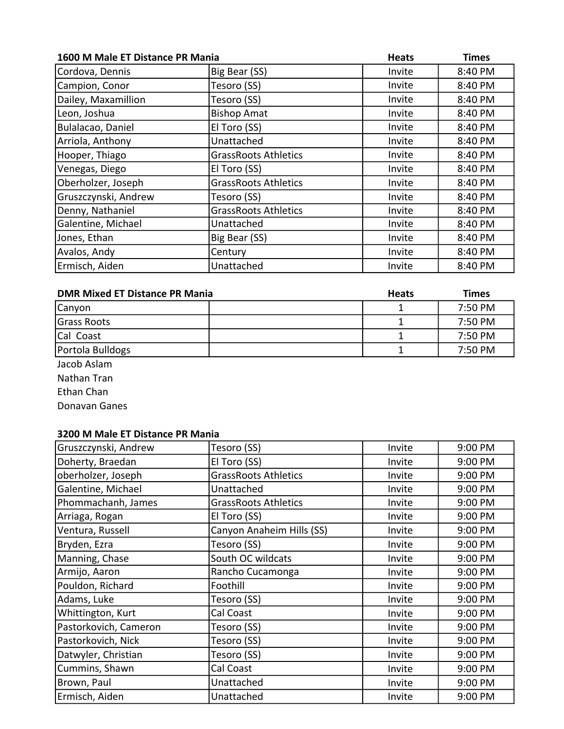| 1600 M Male ET Distance PR Mania | | Heats | Times |
|---|---|---|---|
| Cordova, Dennis | Big Bear (SS) | Invite | 8:40 PM |
| Campion, Conor | Tesoro (SS) | Invite | 8:40 PM |
| Dailey, Maxamillion | Tesoro (SS) | Invite | 8:40 PM |
| Leon, Joshua | Bishop Amat | Invite | 8:40 PM |
| Bulalacao, Daniel | El Toro (SS) | Invite | 8:40 PM |
| Arriola, Anthony | Unattached | Invite | 8:40 PM |
| Hooper, Thiago | GrassRoots Athletics | Invite | 8:40 PM |
| Venegas, Diego | El Toro (SS) | Invite | 8:40 PM |
| Oberholzer, Joseph | GrassRoots Athletics | Invite | 8:40 PM |
| Gruszczynski, Andrew | Tesoro (SS) | Invite | 8:40 PM |
| Denny, Nathaniel | GrassRoots Athletics | Invite | 8:40 PM |
| Galentine, Michael | Unattached | Invite | 8:40 PM |
| Jones, Ethan | Big Bear (SS) | Invite | 8:40 PM |
| Avalos, Andy | Century | Invite | 8:40 PM |
| Ermisch, Aiden | Unattached | Invite | 8:40 PM |

| DMR Mixed ET Distance PR Mania | | Heats | Times |
|---|---|---|---|
| Canyon | | 1 | 7:50 PM |
| Grass Roots | | 1 | 7:50 PM |
| Cal Coast | | 1 | 7:50 PM |
| Portola Bulldogs | | 1 | 7:50 PM |

Jacob Aslam
Nathan Tran
Ethan Chan
Donavan Ganes

| 3200 M Male ET Distance PR Mania | | | |
|---|---|---|---|
| Gruszczynski, Andrew | Tesoro (SS) | Invite | 9:00 PM |
| Doherty, Braedan | El Toro (SS) | Invite | 9:00 PM |
| oberholzer, Joseph | GrassRoots Athletics | Invite | 9:00 PM |
| Galentine, Michael | Unattached | Invite | 9:00 PM |
| Phommachanh, James | GrassRoots Athletics | Invite | 9:00 PM |
| Arriaga, Rogan | El Toro (SS) | Invite | 9:00 PM |
| Ventura, Russell | Canyon Anaheim Hills (SS) | Invite | 9:00 PM |
| Bryden, Ezra | Tesoro (SS) | Invite | 9:00 PM |
| Manning, Chase | South OC wildcats | Invite | 9:00 PM |
| Armijo, Aaron | Rancho Cucamonga | Invite | 9:00 PM |
| Pouldon, Richard | Foothill | Invite | 9:00 PM |
| Adams, Luke | Tesoro (SS) | Invite | 9:00 PM |
| Whittington, Kurt | Cal Coast | Invite | 9:00 PM |
| Pastorkovich, Cameron | Tesoro (SS) | Invite | 9:00 PM |
| Pastorkovich, Nick | Tesoro (SS) | Invite | 9:00 PM |
| Datwyler, Christian | Tesoro (SS) | Invite | 9:00 PM |
| Cummins, Shawn | Cal Coast | Invite | 9:00 PM |
| Brown, Paul | Unattached | Invite | 9:00 PM |
| Ermisch, Aiden | Unattached | Invite | 9:00 PM |